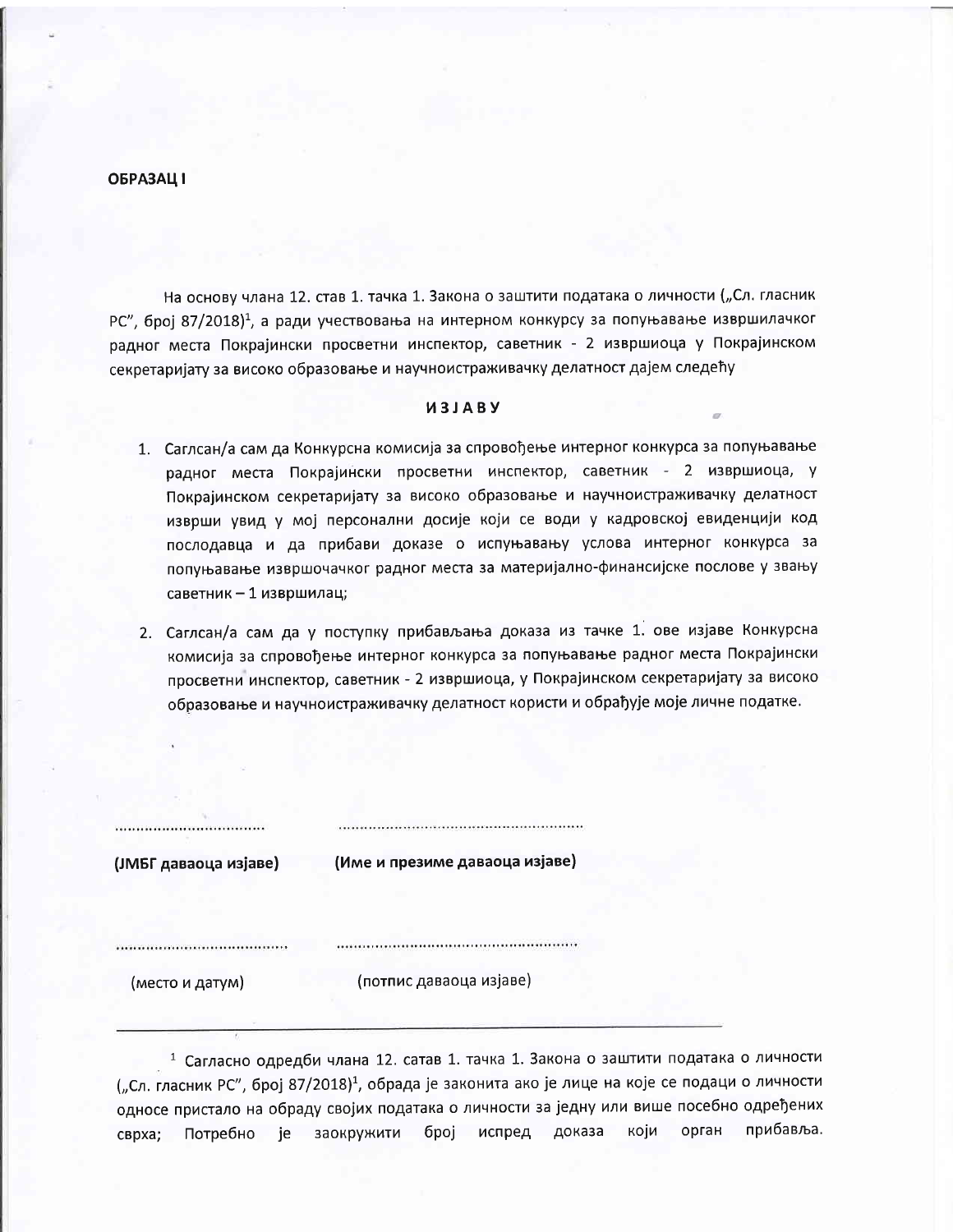**ОБРАЗАЦ I**

На основу члана 12. став 1. тачка 1. Закона о заштити података о личности („Сл. гласник РС", број 87/2018)[1], а ради учествовања на интерном конкурсу за попуњавање извршилачког радног места Покрајински просветни инспектор, саветник - 2 извршиоца у Покрајинском секретаријату за високо образовање и научноистраживачку делатност дајем следећу

## ИЗЈАВУ

1. Сагласан/а сам да Конкурсна комисија за спровођење интерног конкурса за попуњавање радног места Покрајински просветни инспектор, саветник - 2 извршиоца, у Покрајинском секретаријату за високо образовање и научноистраживачку делатност изврши увид у мој персонални досије који се води у кадровској евиденцији код послодавца и да прибави доказе о испуњавању услова интерног конкурса за попуњавање изврoшачког радног места за материјално-финансијске послове у звању саветник – 1 извршилац;

2. Сагласан/а сам да у поступку прибављања доказа из тачке 1. ове изјаве Конкурсна комисија за спровођење интерног конкурса за попуњавање радног места Покрајински просветни инспектор, саветник - 2 извршиоца, у Покрајинском секретаријату за високо образовање и научноистраживачку делатност користи и обрађује моје личне податке.

| | |
|---|---|
| ................................. | ........................................................ |
| **(ЈМБГ даваоца изјаве)** | **(Име и презиме даваоца изјаве)** |
| ....................................... | ........................................................ |
| (место и датум) | (потпис даваоца изјаве) |

---

[1] Сагласно одредби члана 12. сатав 1. тачка 1. Закона о заштити података о личности („Сл. гласник РС", број 87/2018)[1], обрада је законита ако је лице на које се подаци о личности односе пристало на обраду својих података о личности за једну или више посебно одређених сврха; Потребно је заокружити број испред доказа који орган прибавља.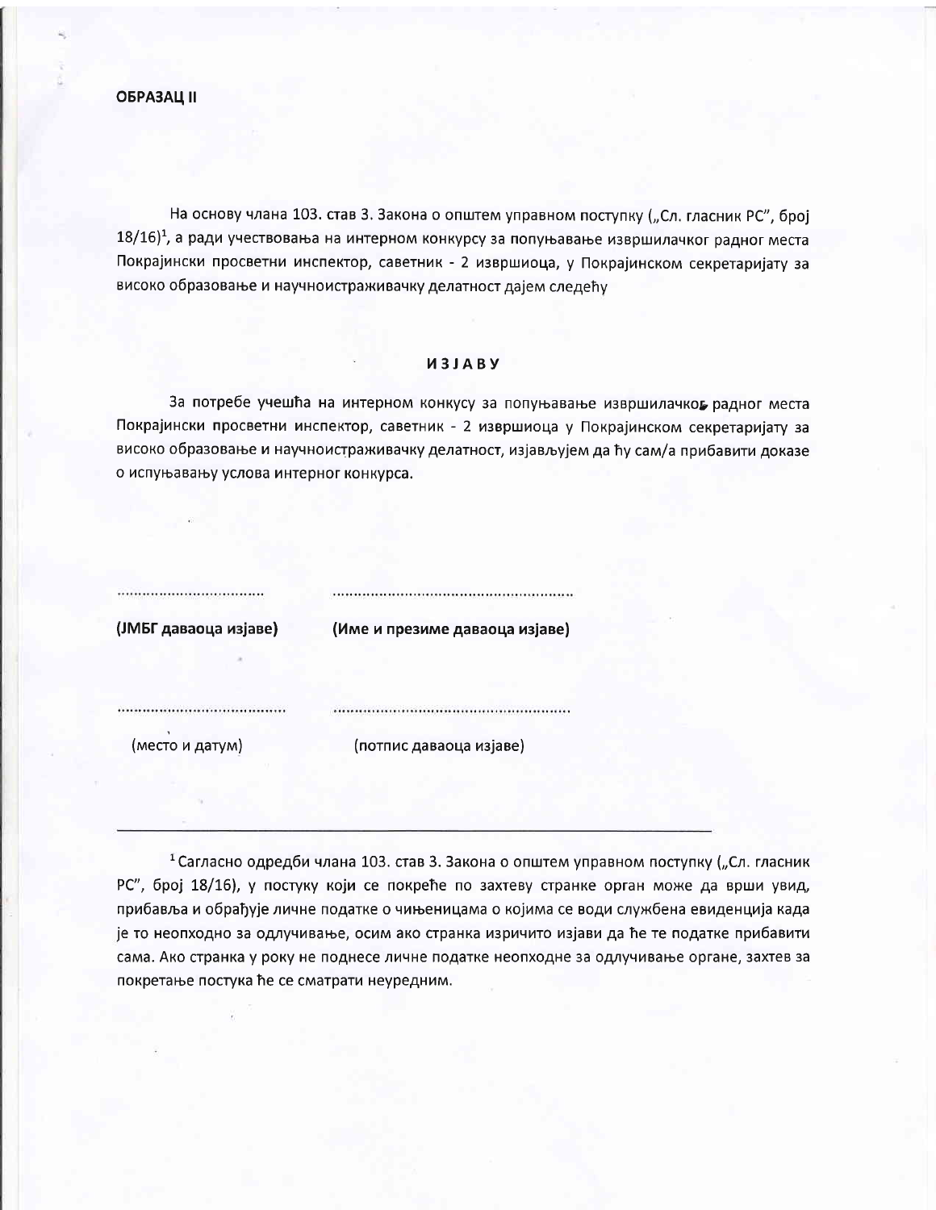**ОБРАЗАЦ II**

На основу члана 103. став 3. Закона о општем управном поступку („Сл. гласник РС", број 18/16)[1], а ради учествовања на интерном конкурсу за попуњавање извршилачког радног места Покрајински просветни инспектор, саветник - 2 извршиоца, у Покрајинском секретаријату за високо образовање и научноистраживачку делатност дајем следећу

**ИЗЈАВУ**

За потребе учешћа на интерном конкусу за попуњавање извршилачког радног места Покрајински просветни инспектор, саветник - 2 извршиоца у Покрајинском секретаријату за високо образовање и научноистраживачку делатност, изјављујем да ћу сам/а прибавити доказе о испуњавању услова интерног конкурса.

| | |
|---|---|
| .................................. | ........................................................ |
| **(ЈМБГ даваоца изјаве)** | **(Име и презиме даваоца изјаве)** |
| ....................................... | ........................................................ |
| (место и датум) | (потпис даваоца изјаве) |

---

[1] Сагласно одредби члана 103. став 3. Закона о општем управном поступку („Сл. гласник РС", број 18/16), у постуку који се покреће по захтеву странке орган може да врши увид, прибавља и обрађује личне податке о чињеницама о којима се води службена евиденција када је то неопходно за одлучивање, осим ако странка изричито изјави да ће те податке прибавити сама. Ако странка у року не поднесе личне податке неопходне за одлучивање органе, захтев за покретање постука ће се сматрати неуредним.